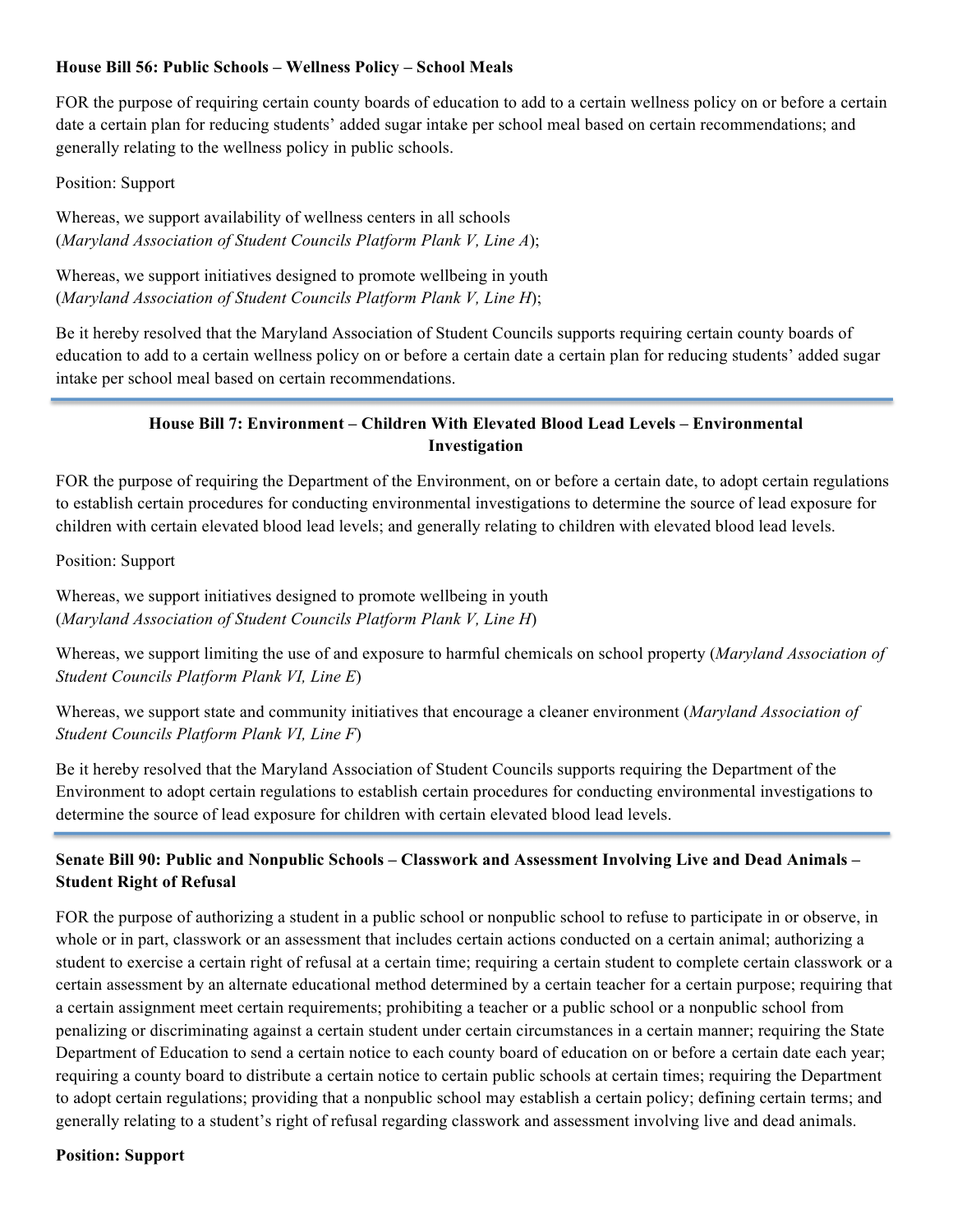**House Bill 56: Public Schools – Wellness Policy – School Meals**

FOR the purpose of requiring certain county boards of education to add to a certain wellness policy on or before a certain date a certain plan for reducing students' added sugar intake per school meal based on certain recommendations; and generally relating to the wellness policy in public schools.

Position: Support

Whereas, we support availability of wellness centers in all schools (*Maryland Association of Student Councils Platform Plank V, Line A*);

Whereas, we support initiatives designed to promote wellbeing in youth (*Maryland Association of Student Councils Platform Plank V, Line H*);

Be it hereby resolved that the Maryland Association of Student Councils supports requiring certain county boards of education to add to a certain wellness policy on or before a certain date a certain plan for reducing students' added sugar intake per school meal based on certain recommendations.

---

**House Bill 7: Environment – Children With Elevated Blood Lead Levels – Environmental Investigation**

FOR the purpose of requiring the Department of the Environment, on or before a certain date, to adopt certain regulations to establish certain procedures for conducting environmental investigations to determine the source of lead exposure for children with certain elevated blood lead levels; and generally relating to children with elevated blood lead levels.

Position: Support

Whereas, we support initiatives designed to promote wellbeing in youth (*Maryland Association of Student Councils Platform Plank V, Line H*)

Whereas, we support limiting the use of and exposure to harmful chemicals on school property (*Maryland Association of Student Councils Platform Plank VI, Line E*)

Whereas, we support state and community initiatives that encourage a cleaner environment (*Maryland Association of Student Councils Platform Plank VI, Line F*)

Be it hereby resolved that the Maryland Association of Student Councils supports requiring the Department of the Environment to adopt certain regulations to establish certain procedures for conducting environmental investigations to determine the source of lead exposure for children with certain elevated blood lead levels.

---

**Senate Bill 90: Public and Nonpublic Schools – Classwork and Assessment Involving Live and Dead Animals – Student Right of Refusal**

FOR the purpose of authorizing a student in a public school or nonpublic school to refuse to participate in or observe, in whole or in part, classwork or an assessment that includes certain actions conducted on a certain animal; authorizing a student to exercise a certain right of refusal at a certain time; requiring a certain student to complete certain classwork or a certain assessment by an alternate educational method determined by a certain teacher for a certain purpose; requiring that a certain assignment meet certain requirements; prohibiting a teacher or a public school or a nonpublic school from penalizing or discriminating against a certain student under certain circumstances in a certain manner; requiring the State Department of Education to send a certain notice to each county board of education on or before a certain date each year; requiring a county board to distribute a certain notice to certain public schools at certain times; requiring the Department to adopt certain regulations; providing that a nonpublic school may establish a certain policy; defining certain terms; and generally relating to a student's right of refusal regarding classwork and assessment involving live and dead animals.

**Position: Support**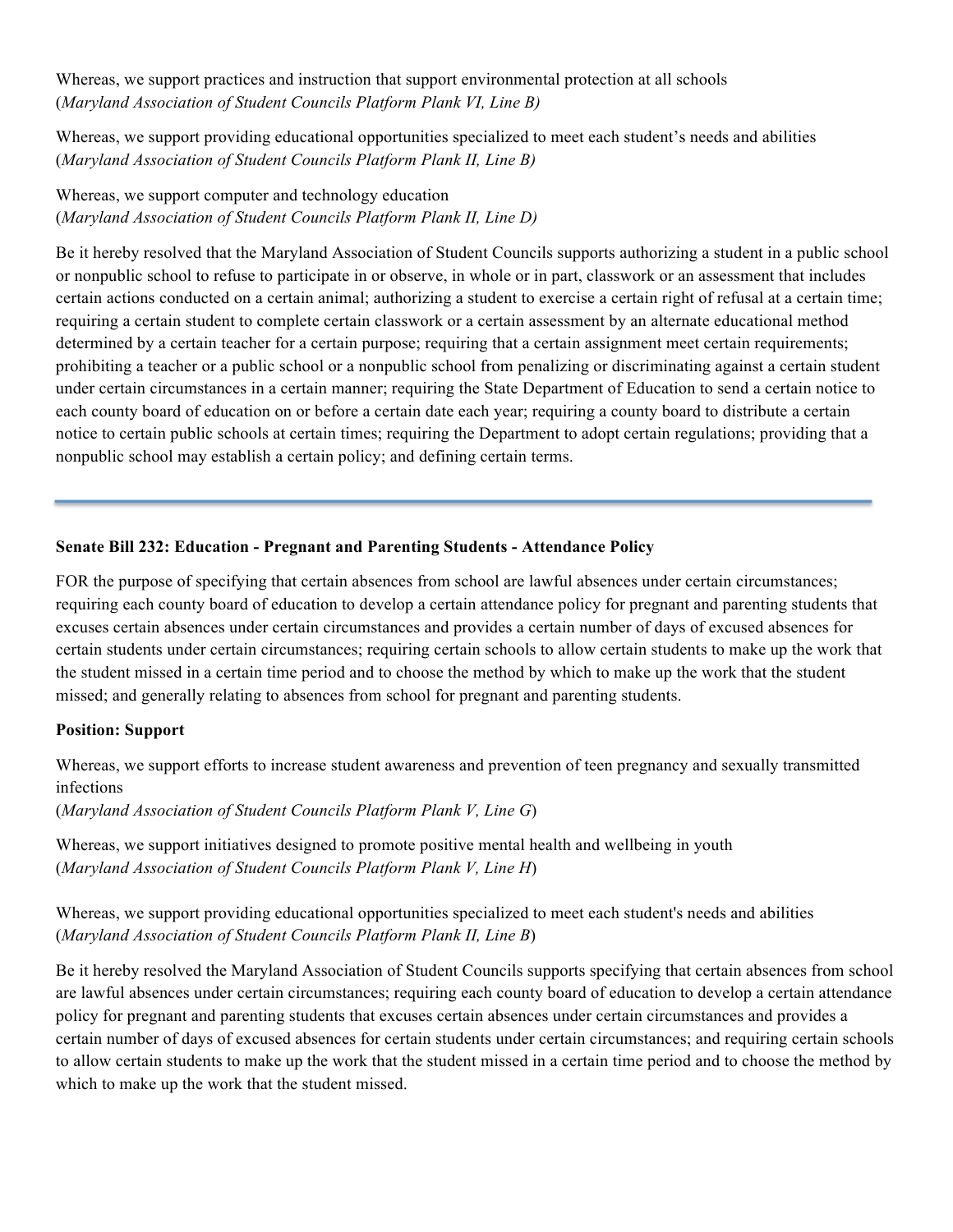Whereas, we support practices and instruction that support environmental protection at all schools
(*Maryland Association of Student Councils Platform Plank VI, Line B)*

Whereas, we support providing educational opportunities specialized to meet each student's needs and abilities
(*Maryland Association of Student Councils Platform Plank II, Line B)*

Whereas, we support computer and technology education
(*Maryland Association of Student Councils Platform Plank II, Line D)*

Be it hereby resolved that the Maryland Association of Student Councils supports authorizing a student in a public school or nonpublic school to refuse to participate in or observe, in whole or in part, classwork or an assessment that includes certain actions conducted on a certain animal; authorizing a student to exercise a certain right of refusal at a certain time; requiring a certain student to complete certain classwork or a certain assessment by an alternate educational method determined by a certain teacher for a certain purpose; requiring that a certain assignment meet certain requirements; prohibiting a teacher or a public school or a nonpublic school from penalizing or discriminating against a certain student under certain circumstances in a certain manner; requiring the State Department of Education to send a certain notice to each county board of education on or before a certain date each year; requiring a county board to distribute a certain notice to certain public schools at certain times; requiring the Department to adopt certain regulations; providing that a nonpublic school may establish a certain policy; and defining certain terms.

---

**Senate Bill 232: Education - Pregnant and Parenting Students - Attendance Policy**

FOR the purpose of specifying that certain absences from school are lawful absences under certain circumstances; requiring each county board of education to develop a certain attendance policy for pregnant and parenting students that excuses certain absences under certain circumstances and provides a certain number of days of excused absences for certain students under certain circumstances; requiring certain schools to allow certain students to make up the work that the student missed in a certain time period and to choose the method by which to make up the work that the student missed; and generally relating to absences from school for pregnant and parenting students.

**Position: Support**

Whereas, we support efforts to increase student awareness and prevention of teen pregnancy and sexually transmitted infections
(*Maryland Association of Student Councils Platform Plank V, Line G*)

Whereas, we support initiatives designed to promote positive mental health and wellbeing in youth
(*Maryland Association of Student Councils Platform Plank V, Line H*)

Whereas, we support providing educational opportunities specialized to meet each student's needs and abilities
(*Maryland Association of Student Councils Platform Plank II, Line B*)

Be it hereby resolved the Maryland Association of Student Councils supports specifying that certain absences from school are lawful absences under certain circumstances; requiring each county board of education to develop a certain attendance policy for pregnant and parenting students that excuses certain absences under certain circumstances and provides a certain number of days of excused absences for certain students under certain circumstances; and requiring certain schools to allow certain students to make up the work that the student missed in a certain time period and to choose the method by which to make up the work that the student missed.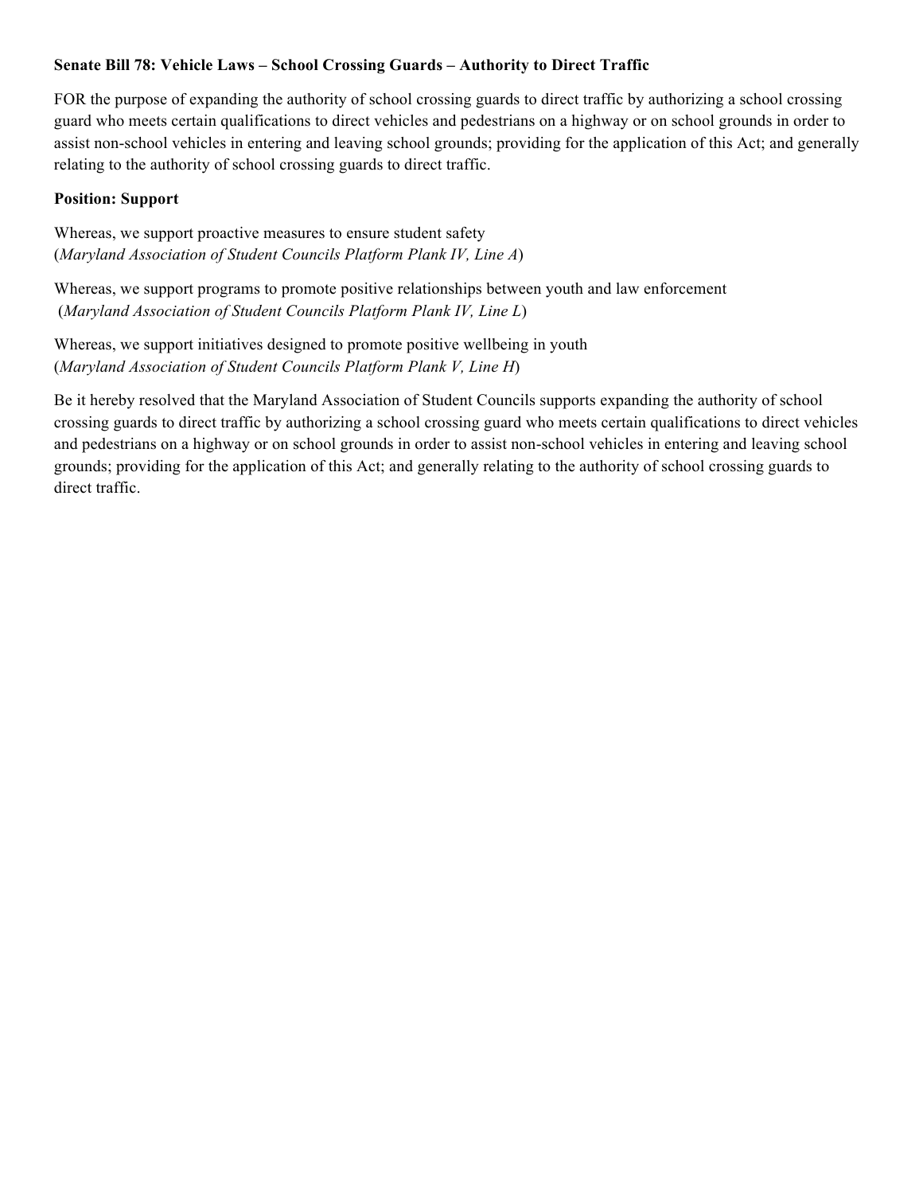**Senate Bill 78: Vehicle Laws – School Crossing Guards – Authority to Direct Traffic**

FOR the purpose of expanding the authority of school crossing guards to direct traffic by authorizing a school crossing guard who meets certain qualifications to direct vehicles and pedestrians on a highway or on school grounds in order to assist non-school vehicles in entering and leaving school grounds; providing for the application of this Act; and generally relating to the authority of school crossing guards to direct traffic.

**Position: Support**

Whereas, we support proactive measures to ensure student safety
(*Maryland Association of Student Councils Platform Plank IV, Line A*)

Whereas, we support programs to promote positive relationships between youth and law enforcement
(*Maryland Association of Student Councils Platform Plank IV, Line L*)

Whereas, we support initiatives designed to promote positive wellbeing in youth
(*Maryland Association of Student Councils Platform Plank V, Line H*)

Be it hereby resolved that the Maryland Association of Student Councils supports expanding the authority of school crossing guards to direct traffic by authorizing a school crossing guard who meets certain qualifications to direct vehicles and pedestrians on a highway or on school grounds in order to assist non-school vehicles in entering and leaving school grounds; providing for the application of this Act; and generally relating to the authority of school crossing guards to direct traffic.